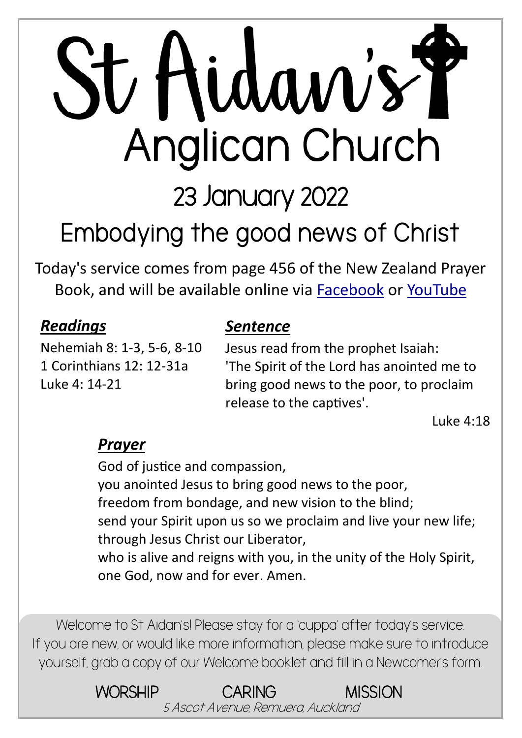# St Aidan's
## Anglican Church

## 23 January 2022

## Embodying the good news of Christ

Today's service comes from page 456 of the New Zealand Prayer Book, and will be available online via [Facebook]() or [YouTube]()

### ***Readings***

Nehemiah 8: 1-3, 5-6, 8-10
1 Corinthians 12: 12-31a
Luke 4: 14-21

### ***Sentence***

Jesus read from the prophet Isaiah: 'The Spirit of the Lord has anointed me to bring good news to the poor, to proclaim release to the captives'.

Luke 4:18

### ***Prayer***

God of justice and compassion,
you anointed Jesus to bring good news to the poor,
freedom from bondage, and new vision to the blind;
send your Spirit upon us so we proclaim and live your new life;
through Jesus Christ our Liberator,
who is alive and reigns with you, in the unity of the Holy Spirit,
one God, now and for ever. Amen.

Welcome to St Aidan's! Please stay for a 'cuppa' after today's service. If you are new, or would like more information, please make sure to introduce yourself, grab a copy of our Welcome booklet and fill in a Newcomer's form.

WORSHIP CARING MISSION

*5 Ascot Avenue, Remuera, Auckland*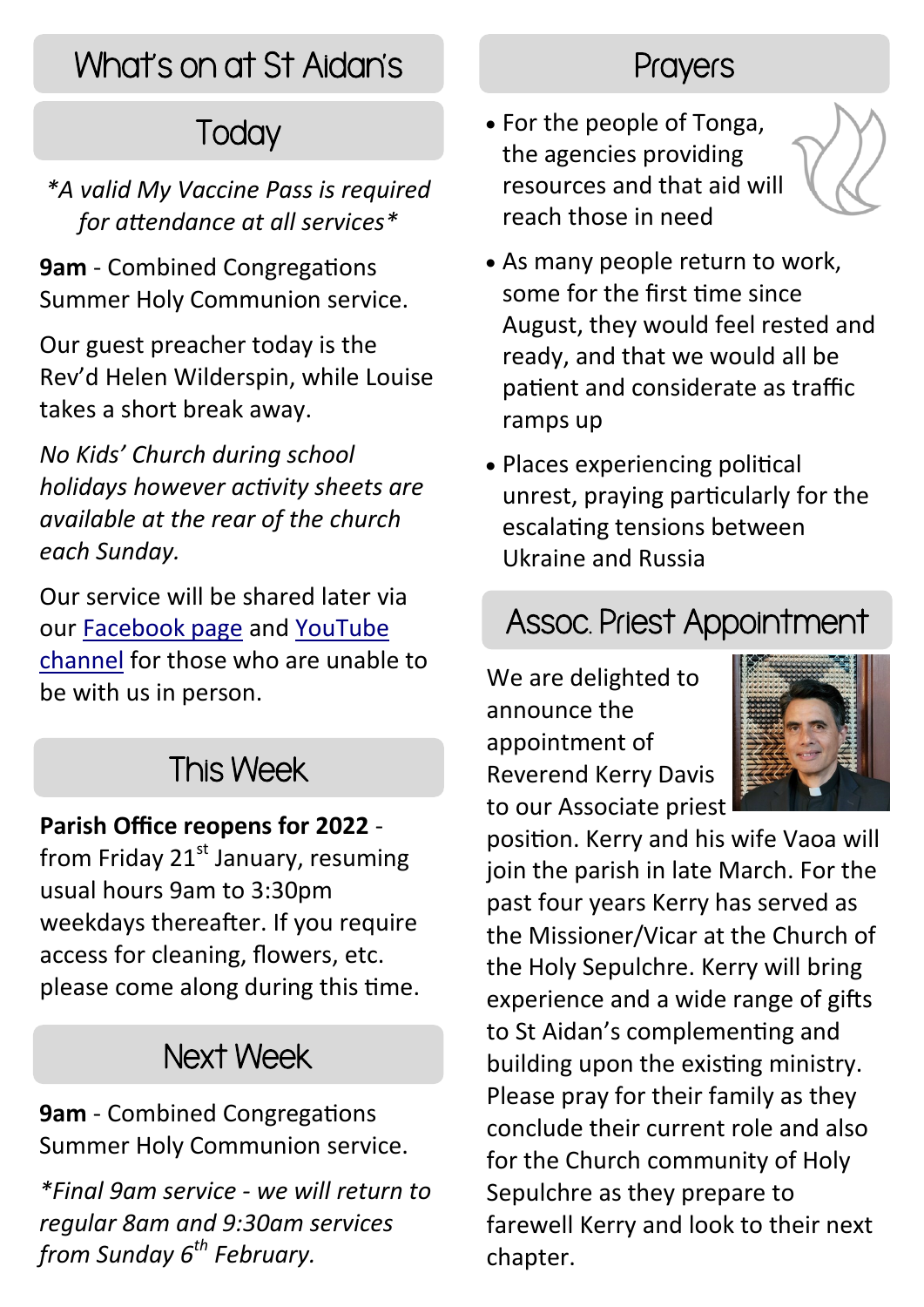# What's on at St Aidan's

## Today

*\*A valid My Vaccine Pass is required for attendance at all services\**

**9am** - Combined Congregations Summer Holy Communion service.

Our guest preacher today is the Rev'd Helen Wilderspin, while Louise takes a short break away.

*No Kids' Church during school holidays however activity sheets are available at the rear of the church each Sunday.*

Our service will be shared later via our Facebook page and YouTube channel for those who are unable to be with us in person.

## This Week

**Parish Office reopens for 2022** - from Friday 21st January, resuming usual hours 9am to 3:30pm weekdays thereafter. If you require access for cleaning, flowers, etc. please come along during this time.

## Next Week

**9am** - Combined Congregations Summer Holy Communion service.

*\*Final 9am service - we will return to regular 8am and 9:30am services from Sunday 6th February.*

## Prayers

- For the people of Tonga, the agencies providing resources and that aid will reach those in need
- As many people return to work, some for the first time since August, they would feel rested and ready, and that we would all be patient and considerate as traffic ramps up
- Places experiencing political unrest, praying particularly for the escalating tensions between Ukraine and Russia

## Assoc. Priest Appointment

We are delighted to announce the appointment of Reverend Kerry Davis to our Associate priest position. Kerry and his wife Vaoa will join the parish in late March. For the past four years Kerry has served as the Missioner/Vicar at the Church of the Holy Sepulchre. Kerry will bring experience and a wide range of gifts to St Aidan's complementing and building upon the existing ministry. Please pray for their family as they conclude their current role and also for the Church community of Holy Sepulchre as they prepare to farewell Kerry and look to their next chapter.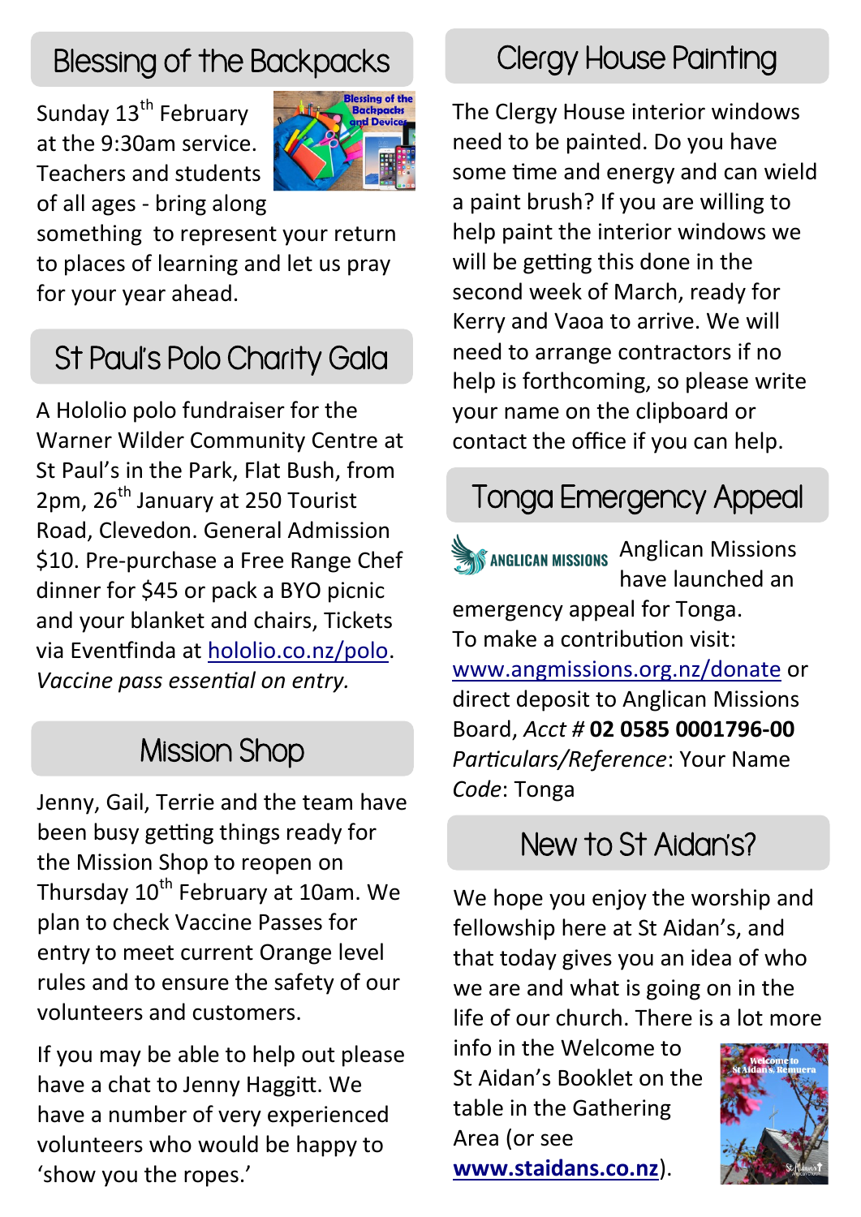## Blessing of the Backpacks

Sunday 13th February at the 9:30am service. Teachers and students of all ages - bring along something to represent your return to places of learning and let us pray for your year ahead.

## St Paul's Polo Charity Gala

A Hololio polo fundraiser for the Warner Wilder Community Centre at St Paul's in the Park, Flat Bush, from 2pm, 26th January at 250 Tourist Road, Clevedon. General Admission $10. Pre-purchase a Free Range Chef dinner for $45 or pack a BYO picnic and your blanket and chairs, Tickets via Eventfinda at hololio.co.nz/polo. *Vaccine pass essential on entry.*

## Mission Shop

Jenny, Gail, Terrie and the team have been busy getting things ready for the Mission Shop to reopen on Thursday 10th February at 10am. We plan to check Vaccine Passes for entry to meet current Orange level rules and to ensure the safety of our volunteers and customers.

If you may be able to help out please have a chat to Jenny Haggitt. We have a number of very experienced volunteers who would be happy to 'show you the ropes.'

## Clergy House Painting

The Clergy House interior windows need to be painted. Do you have some time and energy and can wield a paint brush? If you are willing to help paint the interior windows we will be getting this done in the second week of March, ready for Kerry and Vaoa to arrive. We will need to arrange contractors if no help is forthcoming, so please write your name on the clipboard or contact the office if you can help.

## Tonga Emergency Appeal

Anglican Missions have launched an emergency appeal for Tonga.
To make a contribution visit: www.angmissions.org.nz/donate or direct deposit to Anglican Missions Board, *Acct #* **02 0585 0001796-00**
*Particulars/Reference*: Your Name
*Code*: Tonga

## New to St Aidan's?

We hope you enjoy the worship and fellowship here at St Aidan's, and that today gives you an idea of who we are and what is going on in the life of our church. There is a lot more info in the Welcome to St Aidan's Booklet on the table in the Gathering Area (or see **www.staidans.co.nz**).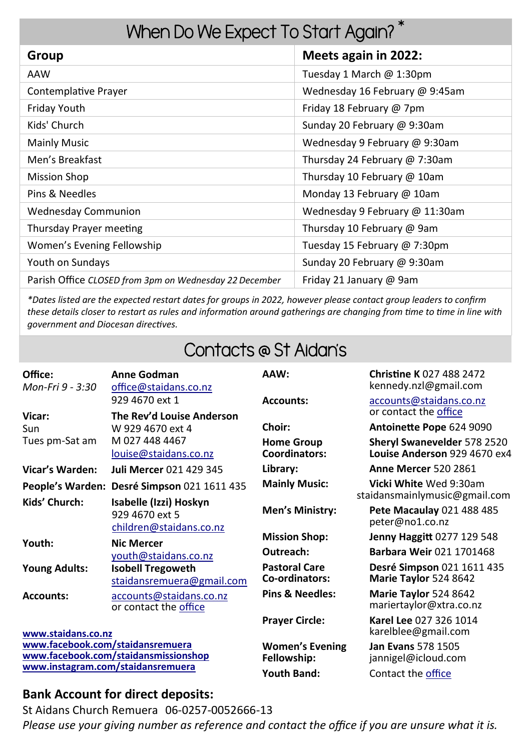# When Do We Expect To Start Again? *

| Group | Meets again in 2022: |
|---|---|
| AAW | Tuesday 1 March @ 1:30pm |
| Contemplative Prayer | Wednesday 16 February @ 9:45am |
| Friday Youth | Friday 18 February @ 7pm |
| Kids' Church | Sunday 20 February @ 9:30am |
| Mainly Music | Wednesday 9 February @ 9:30am |
| Men's Breakfast | Thursday 24 February @ 7:30am |
| Mission Shop | Thursday 10 February @ 10am |
| Pins & Needles | Monday 13 February @ 10am |
| Wednesday Communion | Wednesday 9 February @ 11:30am |
| Thursday Prayer meeting | Thursday 10 February @ 9am |
| Women's Evening Fellowship | Tuesday 15 February @ 7:30pm |
| Youth on Sundays | Sunday 20 February @ 9:30am |
| Parish Office *CLOSED from 3pm on Wednesday 22 December* | Friday 21 January @ 9am |

*\*Dates listed are the expected restart dates for groups in 2022, however please contact group leaders to confirm these details closer to restart as rules and information around gatherings are changing from time to time in line with government and Diocesan directives.*

# Contacts @ St Aidan's

| | |
|---|---|
| **Office:** *Mon-Fri 9 - 3:30* | **Anne Godman** office@staidans.co.nz 929 4670 ext 1 |
| **Vicar:** Sun Tues pm-Sat am | **The Rev'd Louise Anderson** W 929 4670 ext 4 M 027 448 4467 louise@staidans.co.nz |
| **Vicar's Warden:** | **Juli Mercer** 021 429 345 |
| **People's Warden:** | **Desré Simpson** 021 1611 435 |
| **Kids' Church:** | **Isabelle (Izzi) Hoskyn** 929 4670 ext 5 children@staidans.co.nz |
| **Youth:** | **Nic Mercer** youth@staidans.co.nz |
| **Young Adults:** | **Isobell Tregoweth** staidansremuera@gmail.com |
| **Accounts:** | accounts@staidans.co.nz or contact the office |

**www.staidans.co.nz**
**www.facebook.com/staidansremuera**
**www.facebook.com/staidansmissionshop**
**www.instagram.com/staidansremuera**

| | |
|---|---|
| **AAW:** | **Christine K** 027 488 2472 kennedy.nzl@gmail.com |
| **Accounts:** | accounts@staidans.co.nz or contact the office |
| **Choir:** | **Antoinette Pope** 624 9090 |
| **Home Group Coordinators:** | **Sheryl Swanevelder** 578 2520 **Louise Anderson** 929 4670 ex4 |
| **Library:** | **Anne Mercer** 520 2861 |
| **Mainly Music:** | **Vicki White** Wed 9:30am staidansmainlymusic@gmail.com |
| **Men's Ministry:** | **Pete Macaulay** 021 488 485 peter@no1.co.nz |
| **Mission Shop:** | **Jenny Haggitt** 0277 129 548 |
| **Outreach:** | **Barbara Weir** 021 1701468 |
| **Pastoral Care Co-ordinators:** | **Desré Simpson** 021 1611 435 **Marie Taylor** 524 8642 |
| **Pins & Needles:** | **Marie Taylor** 524 8642 mariertaylor@xtra.co.nz |
| **Prayer Circle:** | **Karel Lee** 027 326 1014 karelblee@gmail.com |
| **Women's Evening Fellowship:** | **Jan Evans** 578 1505 jannigel@icloud.com |
| **Youth Band:** | Contact the office |

## Bank Account for direct deposits:

St Aidans Church Remuera 06-0257-0052666-13

*Please use your giving number as reference and contact the office if you are unsure what it is.*